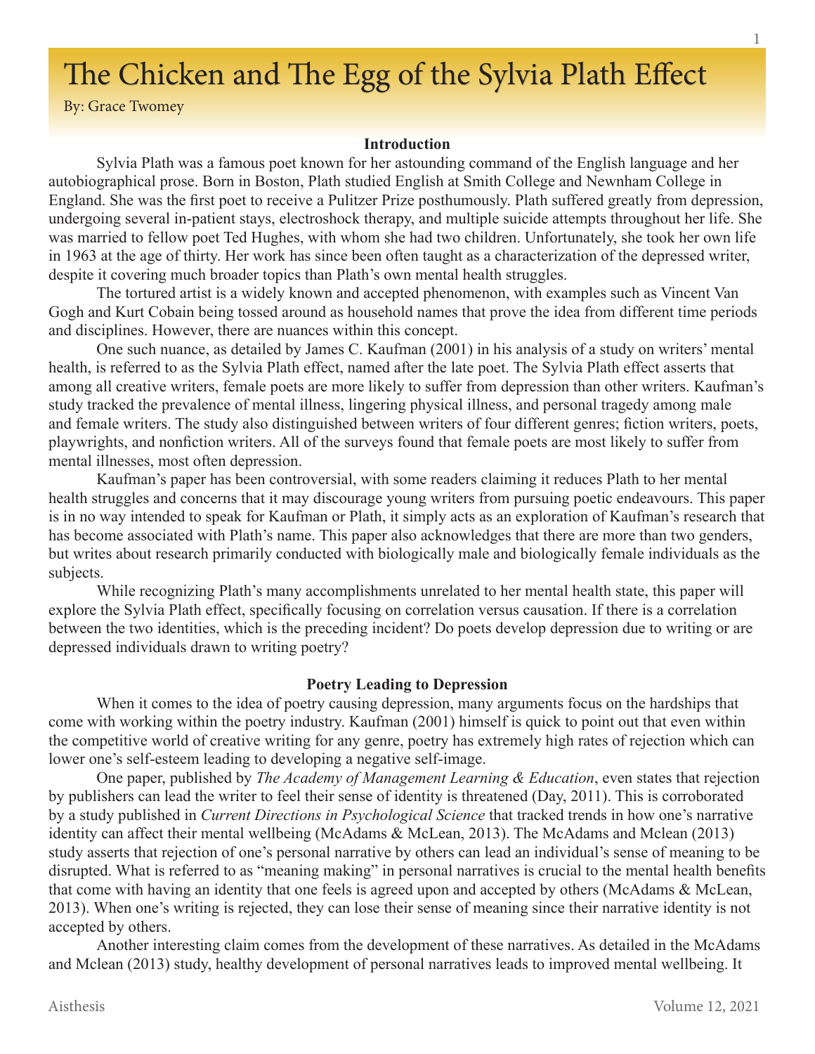# The Chicken and The Egg of the Sylvia Plath Effect

By: Grace Twomey

**Introduction**

Sylvia Plath was a famous poet known for her astounding command of the English language and her autobiographical prose. Born in Boston, Plath studied English at Smith College and Newnham College in England. She was the first poet to receive a Pulitzer Prize posthumously. Plath suffered greatly from depression, undergoing several in-patient stays, electroshock therapy, and multiple suicide attempts throughout her life. She was married to fellow poet Ted Hughes, with whom she had two children. Unfortunately, she took her own life in 1963 at the age of thirty. Her work has since been often taught as a characterization of the depressed writer, despite it covering much broader topics than Plath's own mental health struggles.

The tortured artist is a widely known and accepted phenomenon, with examples such as Vincent Van Gogh and Kurt Cobain being tossed around as household names that prove the idea from different time periods and disciplines. However, there are nuances within this concept.

One such nuance, as detailed by James C. Kaufman (2001) in his analysis of a study on writers' mental health, is referred to as the Sylvia Plath effect, named after the late poet. The Sylvia Plath effect asserts that among all creative writers, female poets are more likely to suffer from depression than other writers. Kaufman's study tracked the prevalence of mental illness, lingering physical illness, and personal tragedy among male and female writers. The study also distinguished between writers of four different genres; fiction writers, poets, playwrights, and nonfiction writers. All of the surveys found that female poets are most likely to suffer from mental illnesses, most often depression.

Kaufman's paper has been controversial, with some readers claiming it reduces Plath to her mental health struggles and concerns that it may discourage young writers from pursuing poetic endeavours. This paper is in no way intended to speak for Kaufman or Plath, it simply acts as an exploration of Kaufman's research that has become associated with Plath's name. This paper also acknowledges that there are more than two genders, but writes about research primarily conducted with biologically male and biologically female individuals as the subjects.

While recognizing Plath's many accomplishments unrelated to her mental health state, this paper will explore the Sylvia Plath effect, specifically focusing on correlation versus causation. If there is a correlation between the two identities, which is the preceding incident? Do poets develop depression due to writing or are depressed individuals drawn to writing poetry?

**Poetry Leading to Depression**

When it comes to the idea of poetry causing depression, many arguments focus on the hardships that come with working within the poetry industry. Kaufman (2001) himself is quick to point out that even within the competitive world of creative writing for any genre, poetry has extremely high rates of rejection which can lower one's self-esteem leading to developing a negative self-image.

One paper, published by *The Academy of Management Learning & Education*, even states that rejection by publishers can lead the writer to feel their sense of identity is threatened (Day, 2011). This is corroborated by a study published in *Current Directions in Psychological Science* that tracked trends in how one's narrative identity can affect their mental wellbeing (McAdams & McLean, 2013). The McAdams and Mclean (2013) study asserts that rejection of one's personal narrative by others can lead an individual's sense of meaning to be disrupted. What is referred to as "meaning making" in personal narratives is crucial to the mental health benefits that come with having an identity that one feels is agreed upon and accepted by others (McAdams & McLean, 2013). When one's writing is rejected, they can lose their sense of meaning since their narrative identity is not accepted by others.

Another interesting claim comes from the development of these narratives. As detailed in the McAdams and Mclean (2013) study, healthy development of personal narratives leads to improved mental wellbeing. It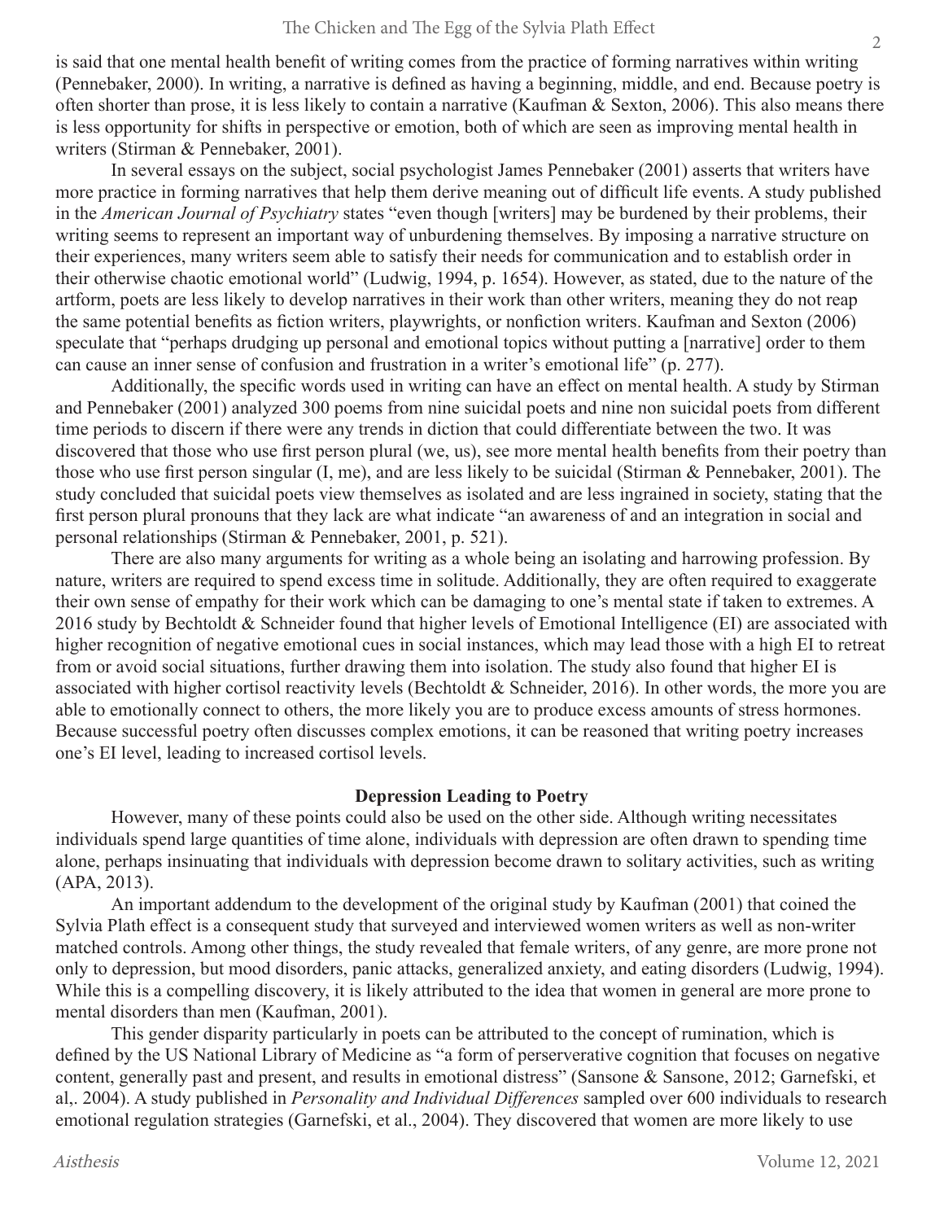is said that one mental health benefit of writing comes from the practice of forming narratives within writing (Pennebaker, 2000). In writing, a narrative is defined as having a beginning, middle, and end. Because poetry is often shorter than prose, it is less likely to contain a narrative (Kaufman & Sexton, 2006). This also means there is less opportunity for shifts in perspective or emotion, both of which are seen as improving mental health in writers (Stirman & Pennebaker, 2001).

In several essays on the subject, social psychologist James Pennebaker (2001) asserts that writers have more practice in forming narratives that help them derive meaning out of difficult life events. A study published in the *American Journal of Psychiatry* states "even though [writers] may be burdened by their problems, their writing seems to represent an important way of unburdening themselves. By imposing a narrative structure on their experiences, many writers seem able to satisfy their needs for communication and to establish order in their otherwise chaotic emotional world" (Ludwig, 1994, p. 1654). However, as stated, due to the nature of the artform, poets are less likely to develop narratives in their work than other writers, meaning they do not reap the same potential benefits as fiction writers, playwrights, or nonfiction writers. Kaufman and Sexton (2006) speculate that "perhaps drudging up personal and emotional topics without putting a [narrative] order to them can cause an inner sense of confusion and frustration in a writer's emotional life" (p. 277).

Additionally, the specific words used in writing can have an effect on mental health. A study by Stirman and Pennebaker (2001) analyzed 300 poems from nine suicidal poets and nine non suicidal poets from different time periods to discern if there were any trends in diction that could differentiate between the two. It was discovered that those who use first person plural (we, us), see more mental health benefits from their poetry than those who use first person singular (I, me), and are less likely to be suicidal (Stirman & Pennebaker, 2001). The study concluded that suicidal poets view themselves as isolated and are less ingrained in society, stating that the first person plural pronouns that they lack are what indicate "an awareness of and an integration in social and personal relationships (Stirman & Pennebaker, 2001, p. 521).

There are also many arguments for writing as a whole being an isolating and harrowing profession. By nature, writers are required to spend excess time in solitude. Additionally, they are often required to exaggerate their own sense of empathy for their work which can be damaging to one's mental state if taken to extremes. A 2016 study by Bechtoldt & Schneider found that higher levels of Emotional Intelligence (EI) are associated with higher recognition of negative emotional cues in social instances, which may lead those with a high EI to retreat from or avoid social situations, further drawing them into isolation. The study also found that higher EI is associated with higher cortisol reactivity levels (Bechtoldt & Schneider, 2016). In other words, the more you are able to emotionally connect to others, the more likely you are to produce excess amounts of stress hormones. Because successful poetry often discusses complex emotions, it can be reasoned that writing poetry increases one's EI level, leading to increased cortisol levels.

## Depression Leading to Poetry

However, many of these points could also be used on the other side. Although writing necessitates individuals spend large quantities of time alone, individuals with depression are often drawn to spending time alone, perhaps insinuating that individuals with depression become drawn to solitary activities, such as writing (APA, 2013).

An important addendum to the development of the original study by Kaufman (2001) that coined the Sylvia Plath effect is a consequent study that surveyed and interviewed women writers as well as non-writer matched controls. Among other things, the study revealed that female writers, of any genre, are more prone not only to depression, but mood disorders, panic attacks, generalized anxiety, and eating disorders (Ludwig, 1994). While this is a compelling discovery, it is likely attributed to the idea that women in general are more prone to mental disorders than men (Kaufman, 2001).

This gender disparity particularly in poets can be attributed to the concept of rumination, which is defined by the US National Library of Medicine as "a form of perserverative cognition that focuses on negative content, generally past and present, and results in emotional distress" (Sansone & Sansone, 2012; Garnefski, et al,. 2004). A study published in *Personality and Individual Differences* sampled over 600 individuals to research emotional regulation strategies (Garnefski, et al., 2004). They discovered that women are more likely to use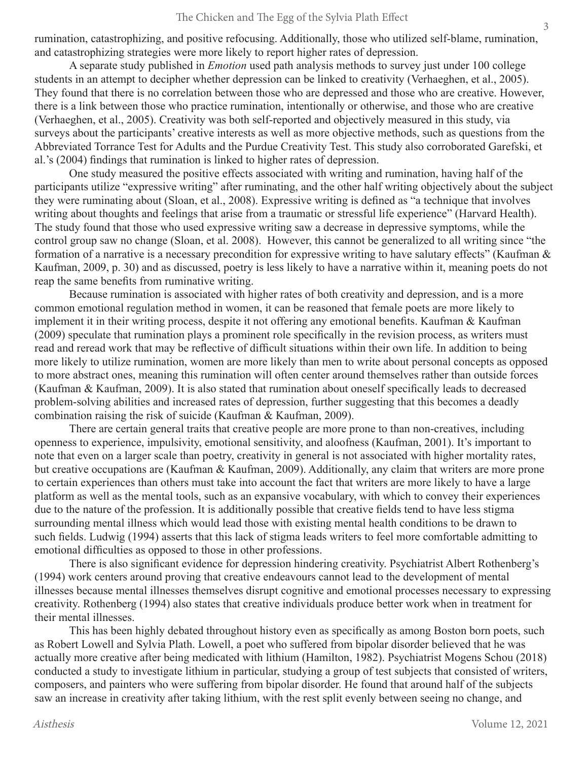rumination, catastrophizing, and positive refocusing. Additionally, those who utilized self-blame, rumination, and catastrophizing strategies were more likely to report higher rates of depression.

A separate study published in *Emotion* used path analysis methods to survey just under 100 college students in an attempt to decipher whether depression can be linked to creativity (Verhaeghen, et al., 2005). They found that there is no correlation between those who are depressed and those who are creative. However, there is a link between those who practice rumination, intentionally or otherwise, and those who are creative (Verhaeghen, et al., 2005). Creativity was both self-reported and objectively measured in this study, via surveys about the participants' creative interests as well as more objective methods, such as questions from the Abbreviated Torrance Test for Adults and the Purdue Creativity Test. This study also corroborated Garefski, et al.'s (2004) findings that rumination is linked to higher rates of depression.

One study measured the positive effects associated with writing and rumination, having half of the participants utilize "expressive writing" after ruminating, and the other half writing objectively about the subject they were ruminating about (Sloan, et al., 2008). Expressive writing is defined as "a technique that involves writing about thoughts and feelings that arise from a traumatic or stressful life experience" (Harvard Health). The study found that those who used expressive writing saw a decrease in depressive symptoms, while the control group saw no change (Sloan, et al. 2008). However, this cannot be generalized to all writing since "the formation of a narrative is a necessary precondition for expressive writing to have salutary effects" (Kaufman & Kaufman, 2009, p. 30) and as discussed, poetry is less likely to have a narrative within it, meaning poets do not reap the same benefits from ruminative writing.

Because rumination is associated with higher rates of both creativity and depression, and is a more common emotional regulation method in women, it can be reasoned that female poets are more likely to implement it in their writing process, despite it not offering any emotional benefits. Kaufman & Kaufman (2009) speculate that rumination plays a prominent role specifically in the revision process, as writers must read and reread work that may be reflective of difficult situations within their own life. In addition to being more likely to utilize rumination, women are more likely than men to write about personal concepts as opposed to more abstract ones, meaning this rumination will often center around themselves rather than outside forces (Kaufman & Kaufman, 2009). It is also stated that rumination about oneself specifically leads to decreased problem-solving abilities and increased rates of depression, further suggesting that this becomes a deadly combination raising the risk of suicide (Kaufman & Kaufman, 2009).

There are certain general traits that creative people are more prone to than non-creatives, including openness to experience, impulsivity, emotional sensitivity, and aloofness (Kaufman, 2001). It's important to note that even on a larger scale than poetry, creativity in general is not associated with higher mortality rates, but creative occupations are (Kaufman & Kaufman, 2009). Additionally, any claim that writers are more prone to certain experiences than others must take into account the fact that writers are more likely to have a large platform as well as the mental tools, such as an expansive vocabulary, with which to convey their experiences due to the nature of the profession. It is additionally possible that creative fields tend to have less stigma surrounding mental illness which would lead those with existing mental health conditions to be drawn to such fields. Ludwig (1994) asserts that this lack of stigma leads writers to feel more comfortable admitting to emotional difficulties as opposed to those in other professions.

There is also significant evidence for depression hindering creativity. Psychiatrist Albert Rothenberg's (1994) work centers around proving that creative endeavours cannot lead to the development of mental illnesses because mental illnesses themselves disrupt cognitive and emotional processes necessary to expressing creativity. Rothenberg (1994) also states that creative individuals produce better work when in treatment for their mental illnesses.

This has been highly debated throughout history even as specifically as among Boston born poets, such as Robert Lowell and Sylvia Plath. Lowell, a poet who suffered from bipolar disorder believed that he was actually more creative after being medicated with lithium (Hamilton, 1982). Psychiatrist Mogens Schou (2018) conducted a study to investigate lithium in particular, studying a group of test subjects that consisted of writers, composers, and painters who were suffering from bipolar disorder. He found that around half of the subjects saw an increase in creativity after taking lithium, with the rest split evenly between seeing no change, and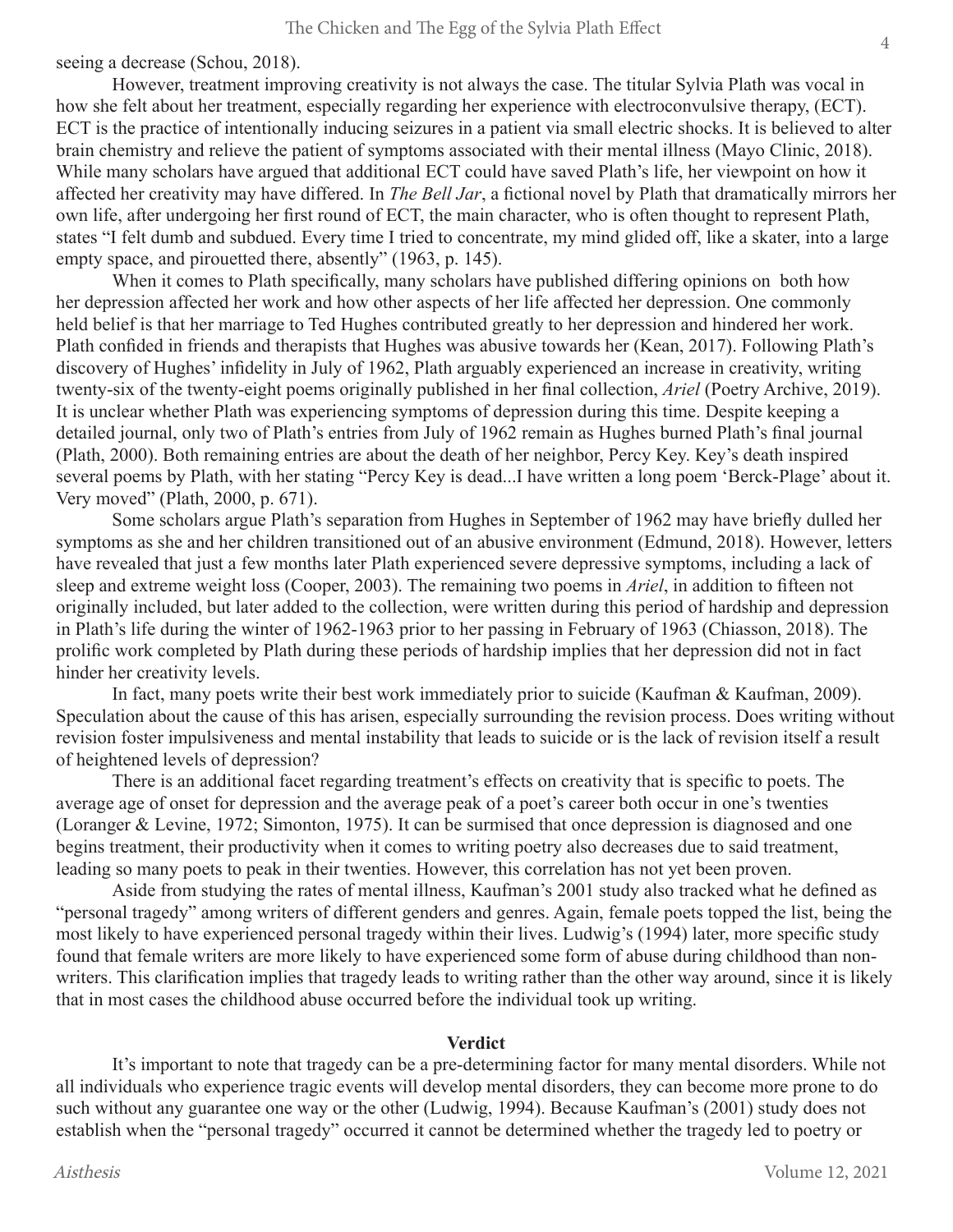seeing a decrease (Schou, 2018).

However, treatment improving creativity is not always the case. The titular Sylvia Plath was vocal in how she felt about her treatment, especially regarding her experience with electroconvulsive therapy, (ECT). ECT is the practice of intentionally inducing seizures in a patient via small electric shocks. It is believed to alter brain chemistry and relieve the patient of symptoms associated with their mental illness (Mayo Clinic, 2018). While many scholars have argued that additional ECT could have saved Plath's life, her viewpoint on how it affected her creativity may have differed. In *The Bell Jar*, a fictional novel by Plath that dramatically mirrors her own life, after undergoing her first round of ECT, the main character, who is often thought to represent Plath, states "I felt dumb and subdued. Every time I tried to concentrate, my mind glided off, like a skater, into a large empty space, and pirouetted there, absently" (1963, p. 145).

When it comes to Plath specifically, many scholars have published differing opinions on both how her depression affected her work and how other aspects of her life affected her depression. One commonly held belief is that her marriage to Ted Hughes contributed greatly to her depression and hindered her work. Plath confided in friends and therapists that Hughes was abusive towards her (Kean, 2017). Following Plath's discovery of Hughes' infidelity in July of 1962, Plath arguably experienced an increase in creativity, writing twenty-six of the twenty-eight poems originally published in her final collection, *Ariel* (Poetry Archive, 2019). It is unclear whether Plath was experiencing symptoms of depression during this time. Despite keeping a detailed journal, only two of Plath's entries from July of 1962 remain as Hughes burned Plath's final journal (Plath, 2000). Both remaining entries are about the death of her neighbor, Percy Key. Key's death inspired several poems by Plath, with her stating "Percy Key is dead...I have written a long poem 'Berck-Plage' about it. Very moved" (Plath, 2000, p. 671).

Some scholars argue Plath's separation from Hughes in September of 1962 may have briefly dulled her symptoms as she and her children transitioned out of an abusive environment (Edmund, 2018). However, letters have revealed that just a few months later Plath experienced severe depressive symptoms, including a lack of sleep and extreme weight loss (Cooper, 2003). The remaining two poems in *Ariel*, in addition to fifteen not originally included, but later added to the collection, were written during this period of hardship and depression in Plath's life during the winter of 1962-1963 prior to her passing in February of 1963 (Chiasson, 2018). The prolific work completed by Plath during these periods of hardship implies that her depression did not in fact hinder her creativity levels.

In fact, many poets write their best work immediately prior to suicide (Kaufman & Kaufman, 2009). Speculation about the cause of this has arisen, especially surrounding the revision process. Does writing without revision foster impulsiveness and mental instability that leads to suicide or is the lack of revision itself a result of heightened levels of depression?

There is an additional facet regarding treatment's effects on creativity that is specific to poets. The average age of onset for depression and the average peak of a poet's career both occur in one's twenties (Loranger & Levine, 1972; Simonton, 1975). It can be surmised that once depression is diagnosed and one begins treatment, their productivity when it comes to writing poetry also decreases due to said treatment, leading so many poets to peak in their twenties. However, this correlation has not yet been proven.

Aside from studying the rates of mental illness, Kaufman's 2001 study also tracked what he defined as "personal tragedy" among writers of different genders and genres. Again, female poets topped the list, being the most likely to have experienced personal tragedy within their lives. Ludwig's (1994) later, more specific study found that female writers are more likely to have experienced some form of abuse during childhood than non-writers. This clarification implies that tragedy leads to writing rather than the other way around, since it is likely that in most cases the childhood abuse occurred before the individual took up writing.

## Verdict

It's important to note that tragedy can be a pre-determining factor for many mental disorders. While not all individuals who experience tragic events will develop mental disorders, they can become more prone to do such without any guarantee one way or the other (Ludwig, 1994). Because Kaufman's (2001) study does not establish when the "personal tragedy" occurred it cannot be determined whether the tragedy led to poetry or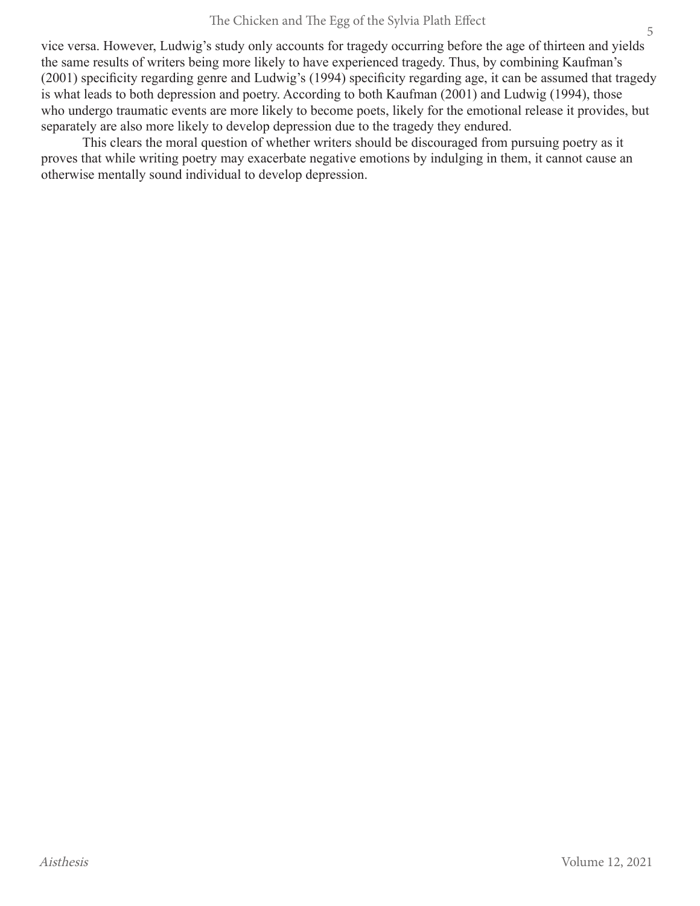vice versa. However, Ludwig's study only accounts for tragedy occurring before the age of thirteen and yields the same results of writers being more likely to have experienced tragedy. Thus, by combining Kaufman's (2001) specificity regarding genre and Ludwig's (1994) specificity regarding age, it can be assumed that tragedy is what leads to both depression and poetry. According to both Kaufman (2001) and Ludwig (1994), those who undergo traumatic events are more likely to become poets, likely for the emotional release it provides, but separately are also more likely to develop depression due to the tragedy they endured.

This clears the moral question of whether writers should be discouraged from pursuing poetry as it proves that while writing poetry may exacerbate negative emotions by indulging in them, it cannot cause an otherwise mentally sound individual to develop depression.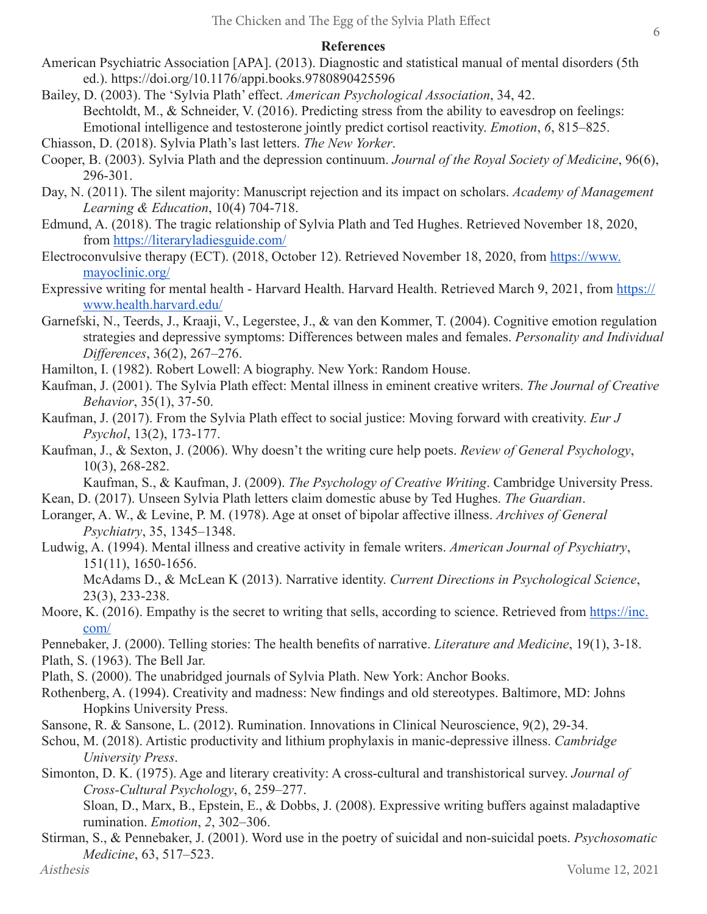## References

American Psychiatric Association [APA]. (2013). Diagnostic and statistical manual of mental disorders (5th ed.). https://doi.org/10.1176/appi.books.9780890425596

Bailey, D. (2003). The 'Sylvia Plath' effect. *American Psychological Association*, 34, 42.

Bechtoldt, M., & Schneider, V. (2016). Predicting stress from the ability to eavesdrop on feelings: Emotional intelligence and testosterone jointly predict cortisol reactivity. *Emotion*, *6*, 815–825.

Chiasson, D. (2018). Sylvia Plath's last letters. *The New Yorker*.

Cooper, B. (2003). Sylvia Plath and the depression continuum. *Journal of the Royal Society of Medicine*, 96(6), 296-301.

Day, N. (2011). The silent majority: Manuscript rejection and its impact on scholars. *Academy of Management Learning & Education*, 10(4) 704-718.

Edmund, A. (2018). The tragic relationship of Sylvia Plath and Ted Hughes. Retrieved November 18, 2020, from https://literaryladiesguide.com/

Electroconvulsive therapy (ECT). (2018, October 12). Retrieved November 18, 2020, from https://www.mayoclinic.org/

Expressive writing for mental health - Harvard Health. Harvard Health. Retrieved March 9, 2021, from https://www.health.harvard.edu/

Garnefski, N., Teerds, J., Kraaji, V., Legerstee, J., & van den Kommer, T. (2004). Cognitive emotion regulation strategies and depressive symptoms: Differences between males and females. *Personality and Individual Differences*, 36(2), 267–276.

Hamilton, I. (1982). Robert Lowell: A biography. New York: Random House.

Kaufman, J. (2001). The Sylvia Plath effect: Mental illness in eminent creative writers. *The Journal of Creative Behavior*, 35(1), 37-50.

Kaufman, J. (2017). From the Sylvia Plath effect to social justice: Moving forward with creativity. *Eur J Psychol*, 13(2), 173-177.

Kaufman, J., & Sexton, J. (2006). Why doesn't the writing cure help poets. *Review of General Psychology*, 10(3), 268-282.

Kaufman, S., & Kaufman, J. (2009). *The Psychology of Creative Writing*. Cambridge University Press.

Kean, D. (2017). Unseen Sylvia Plath letters claim domestic abuse by Ted Hughes. *The Guardian*.

Loranger, A. W., & Levine, P. M. (1978). Age at onset of bipolar affective illness. *Archives of General Psychiatry*, 35, 1345–1348.

Ludwig, A. (1994). Mental illness and creative activity in female writers. *American Journal of Psychiatry*, 151(11), 1650-1656.

McAdams D., & McLean K (2013). Narrative identity. *Current Directions in Psychological Science*, 23(3), 233-238.

Moore, K. (2016). Empathy is the secret to writing that sells, according to science. Retrieved from https://inc.com/

Pennebaker, J. (2000). Telling stories: The health benefits of narrative. *Literature and Medicine*, 19(1), 3-18.

Plath, S. (1963). The Bell Jar.

Plath, S. (2000). The unabridged journals of Sylvia Plath. New York: Anchor Books.

Rothenberg, A. (1994). Creativity and madness: New findings and old stereotypes. Baltimore, MD: Johns Hopkins University Press.

Sansone, R. & Sansone, L. (2012). Rumination. Innovations in Clinical Neuroscience, 9(2), 29-34.

Schou, M. (2018). Artistic productivity and lithium prophylaxis in manic-depressive illness. *Cambridge University Press*.

Simonton, D. K. (1975). Age and literary creativity: A cross-cultural and transhistorical survey. *Journal of Cross-Cultural Psychology*, 6, 259–277.

Sloan, D., Marx, B., Epstein, E., & Dobbs, J. (2008). Expressive writing buffers against maladaptive rumination. *Emotion*, *2*, 302–306.

Stirman, S., & Pennebaker, J. (2001). Word use in the poetry of suicidal and non-suicidal poets. *Psychosomatic Medicine*, 63, 517–523.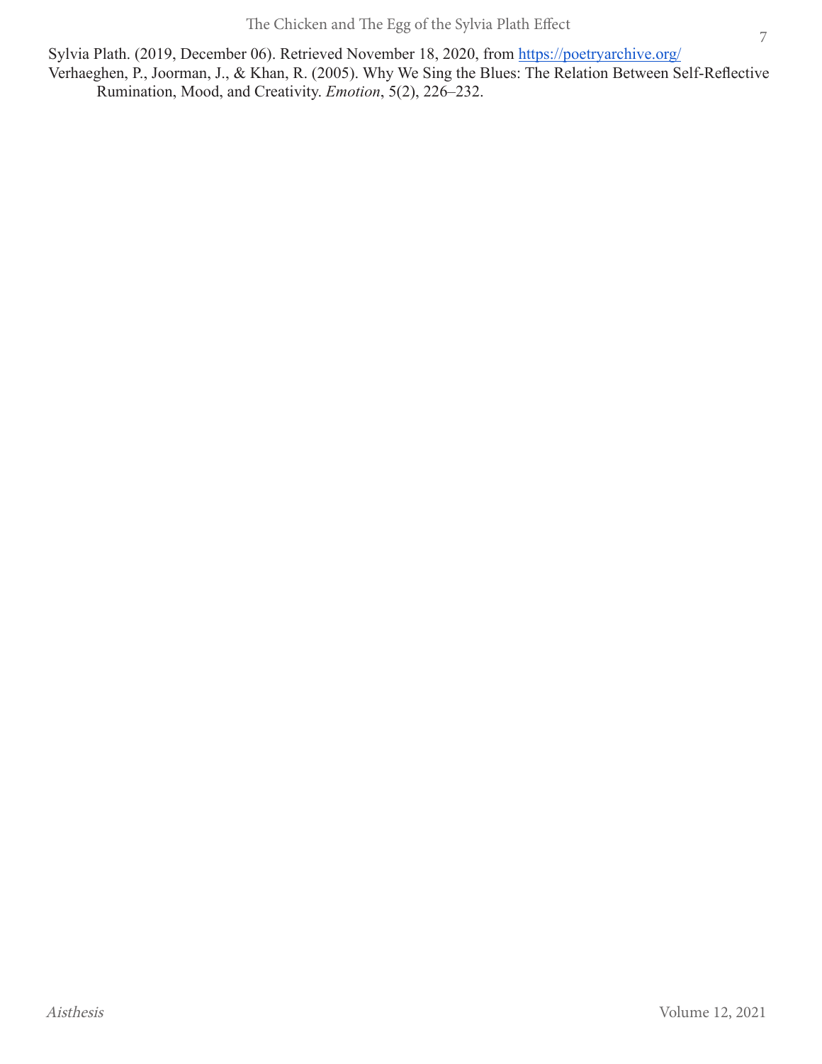Sylvia Plath. (2019, December 06). Retrieved November 18, 2020, from https://poetryarchive.org/

Verhaeghen, P., Joorman, J., & Khan, R. (2005). Why We Sing the Blues: The Relation Between Self-Reflective Rumination, Mood, and Creativity. *Emotion*, 5(2), 226–232.